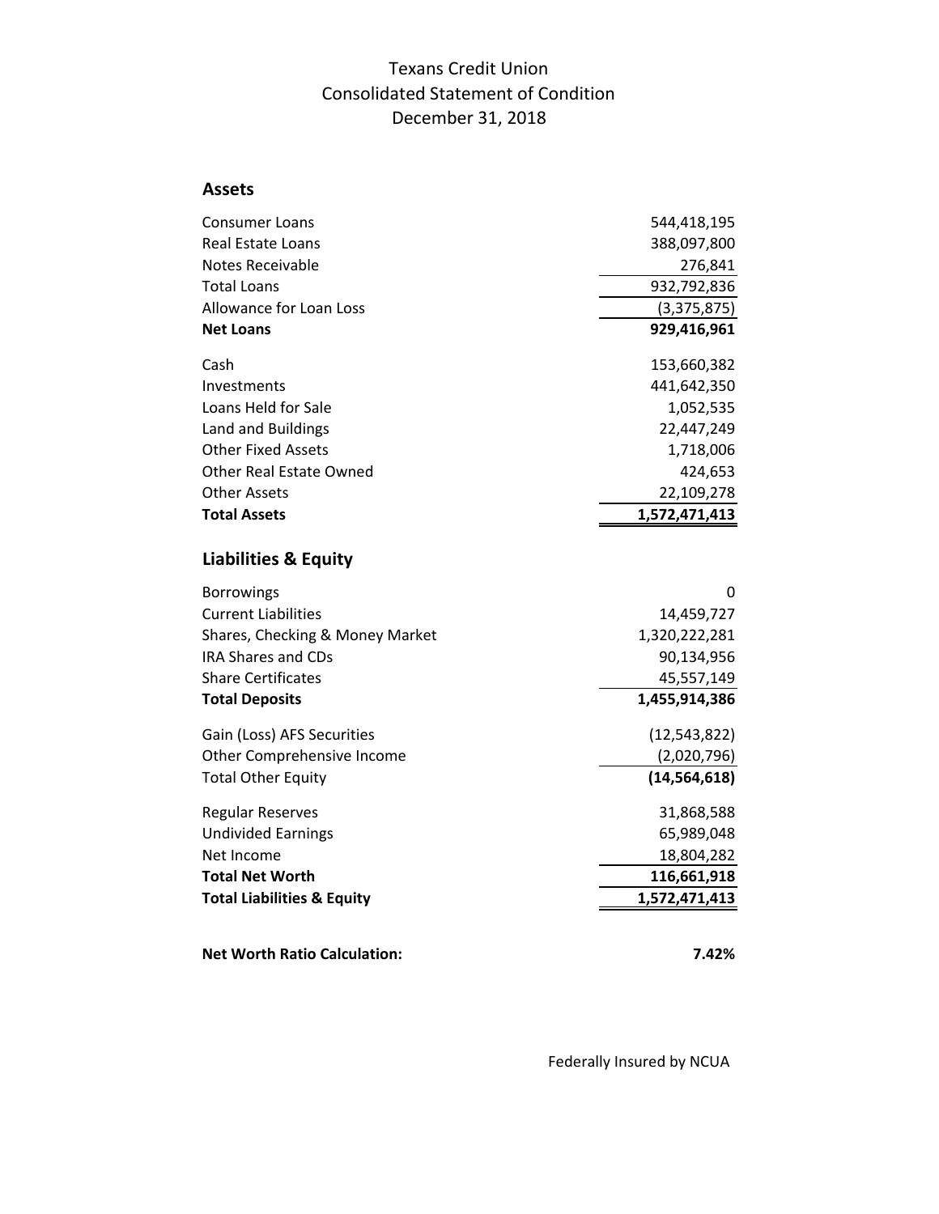# Texans Credit Union
## Consolidated Statement of Condition
### December 31, 2018

## Assets

| | |
|---|---|
| Consumer Loans | 544,418,195 |
| Real Estate Loans | 388,097,800 |
| Notes Receivable | 276,841 |
| Total Loans | 932,792,836 |
| Allowance for Loan Loss | (3,375,875) |
| **Net Loans** | **929,416,961** |
| Cash | 153,660,382 |
| Investments | 441,642,350 |
| Loans Held for Sale | 1,052,535 |
| Land and Buildings | 22,447,249 |
| Other Fixed Assets | 1,718,006 |
| Other Real Estate Owned | 424,653 |
| Other Assets | 22,109,278 |
| **Total Assets** | **1,572,471,413** |

## Liabilities & Equity

| | |
|---|---|
| Borrowings | 0 |
| Current Liabilities | 14,459,727 |
| Shares, Checking & Money Market | 1,320,222,281 |
| IRA Shares and CDs | 90,134,956 |
| Share Certificates | 45,557,149 |
| **Total Deposits** | **1,455,914,386** |
| Gain (Loss) AFS Securities | (12,543,822) |
| Other Comprehensive Income | (2,020,796) |
| Total Other Equity | **(14,564,618)** |
| Regular Reserves | 31,868,588 |
| Undivided Earnings | 65,989,048 |
| Net Income | 18,804,282 |
| **Total Net Worth** | **116,661,918** |
| **Total Liabilities & Equity** | **1,572,471,413** |

**Net Worth Ratio Calculation:** **7.42%**

Federally Insured by NCUA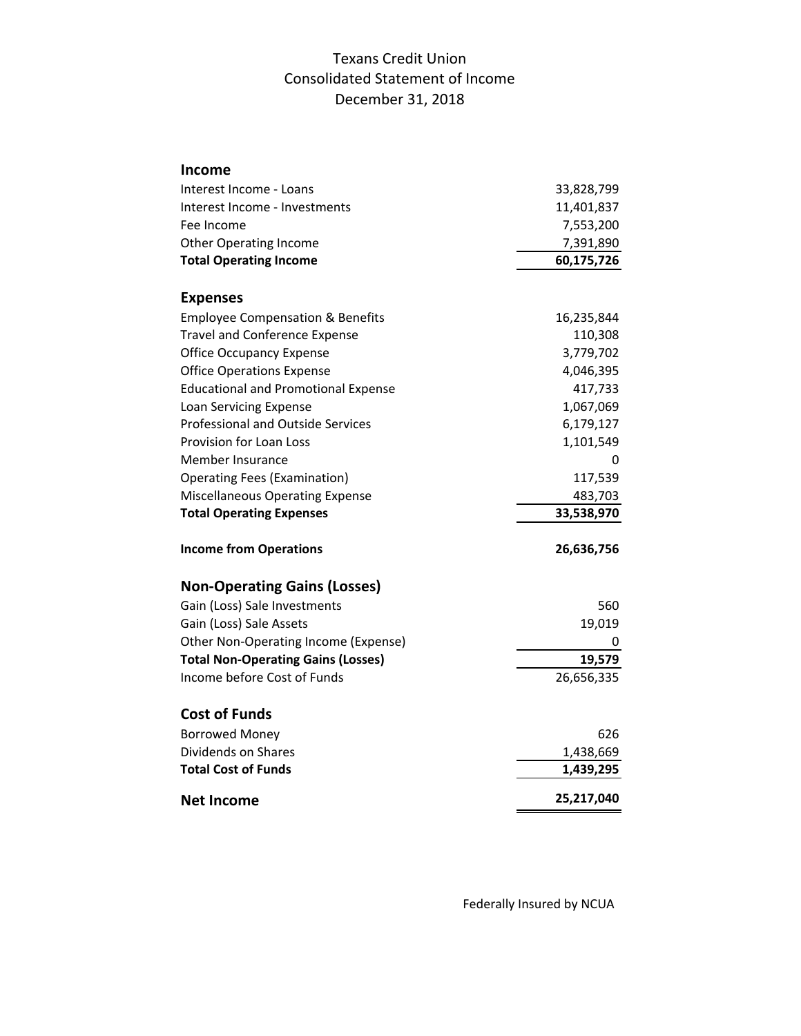# Texans Credit Union
## Consolidated Statement of Income
### December 31, 2018

| | |
|---|---:|
| **Income** | |
| Interest Income - Loans | 33,828,799 |
| Interest Income - Investments | 11,401,837 |
| Fee Income | 7,553,200 |
| Other Operating Income | 7,391,890 |
| **Total Operating Income** | **60,175,726** |
| | |
| **Expenses** | |
| Employee Compensation & Benefits | 16,235,844 |
| Travel and Conference Expense | 110,308 |
| Office Occupancy Expense | 3,779,702 |
| Office Operations Expense | 4,046,395 |
| Educational and Promotional Expense | 417,733 |
| Loan Servicing Expense | 1,067,069 |
| Professional and Outside Services | 6,179,127 |
| Provision for Loan Loss | 1,101,549 |
| Member Insurance | 0 |
| Operating Fees (Examination) | 117,539 |
| Miscellaneous Operating Expense | 483,703 |
| **Total Operating Expenses** | **33,538,970** |
| | |
| **Income from Operations** | **26,636,756** |
| | |
| **Non-Operating Gains (Losses)** | |
| Gain (Loss) Sale Investments | 560 |
| Gain (Loss) Sale Assets | 19,019 |
| Other Non-Operating Income (Expense) | 0 |
| **Total Non-Operating Gains (Losses)** | **19,579** |
| Income before Cost of Funds | 26,656,335 |
| | |
| **Cost of Funds** | |
| Borrowed Money | 626 |
| Dividends on Shares | 1,438,669 |
| **Total Cost of Funds** | **1,439,295** |
| | |
| **Net Income** | **25,217,040** |

Federally Insured by NCUA